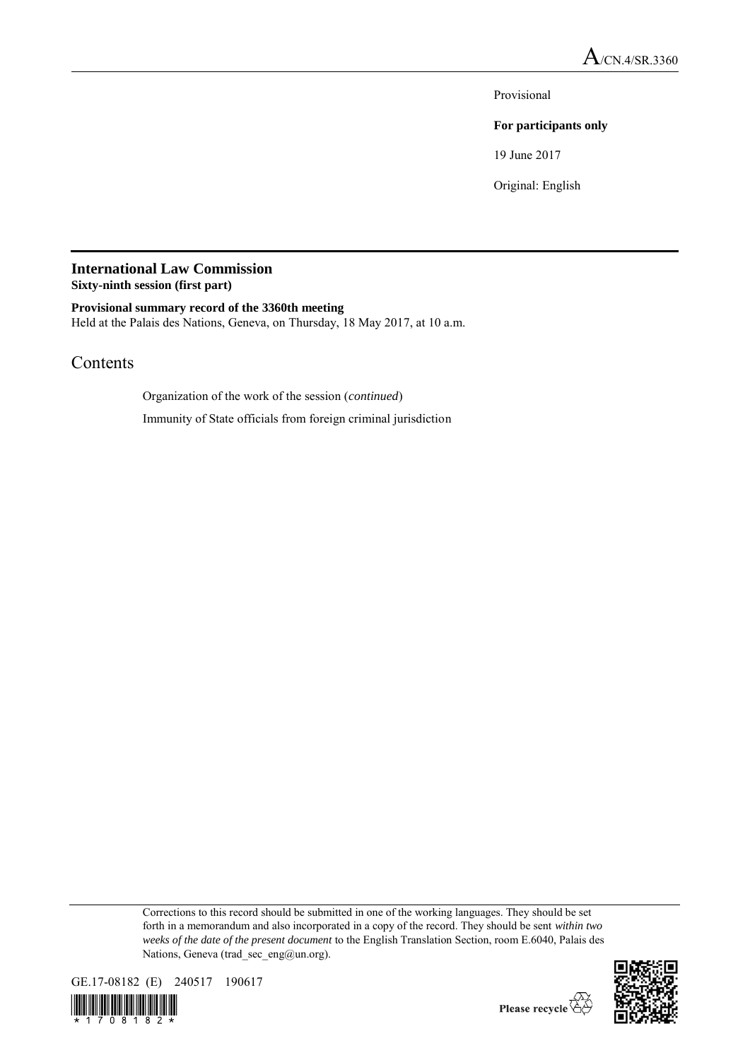A/CN.4/SR.3360

Provisional

**For participants only**

19 June 2017

Original: English

# International Law Commission

**Sixty-ninth session (first part)**

**Provisional summary record of the 3360th meeting**

Held at the Palais des Nations, Geneva, on Thursday, 18 May 2017, at 10 a.m.

## Contents

Organization of the work of the session (*continued*)

Immunity of State officials from foreign criminal jurisdiction

Corrections to this record should be submitted in one of the working languages. They should be set forth in a memorandum and also incorporated in a copy of the record. They should be sent *within two weeks of the date of the present document* to the English Translation Section, room E.6040, Palais des Nations, Geneva (trad_sec_eng@un.org).

GE.17-08182 (E) 240517 190617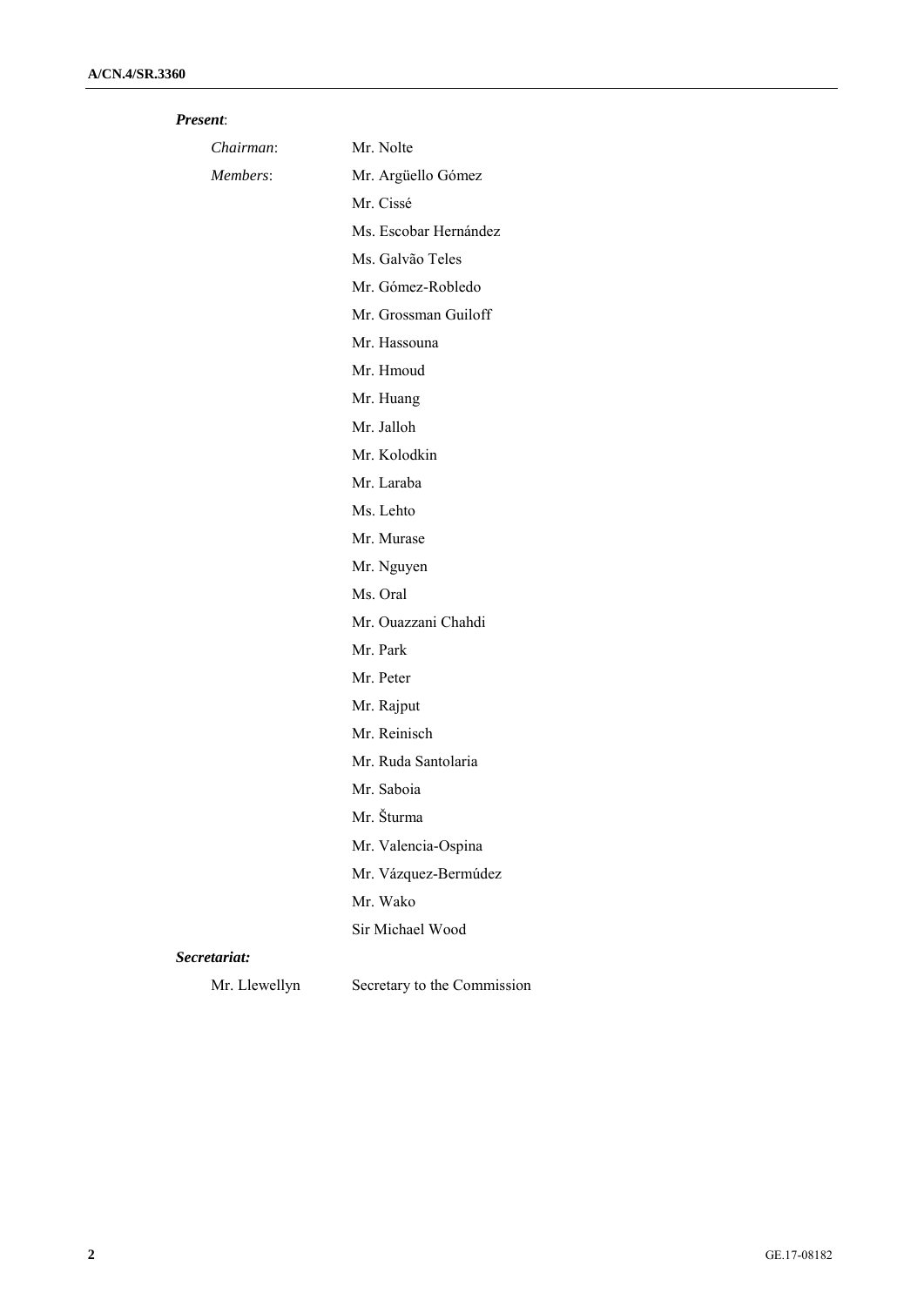***Present*:**

| | |
|---|---|
| *Chairman*: | Mr. Nolte |
| *Members*: | Mr. Argüello Gómez |
| | Mr. Cissé |
| | Ms. Escobar Hernández |
| | Ms. Galvão Teles |
| | Mr. Gómez-Robledo |
| | Mr. Grossman Guiloff |
| | Mr. Hassouna |
| | Mr. Hmoud |
| | Mr. Huang |
| | Mr. Jalloh |
| | Mr. Kolodkin |
| | Mr. Laraba |
| | Ms. Lehto |
| | Mr. Murase |
| | Mr. Nguyen |
| | Ms. Oral |
| | Mr. Ouazzani Chahdi |
| | Mr. Park |
| | Mr. Peter |
| | Mr. Rajput |
| | Mr. Reinisch |
| | Mr. Ruda Santolaria |
| | Mr. Saboia |
| | Mr. Šturma |
| | Mr. Valencia-Ospina |
| | Mr. Vázquez-Bermúdez |
| | Mr. Wako |
| | Sir Michael Wood |

***Secretariat:***

| | |
|---|---|
| Mr. Llewellyn | Secretary to the Commission |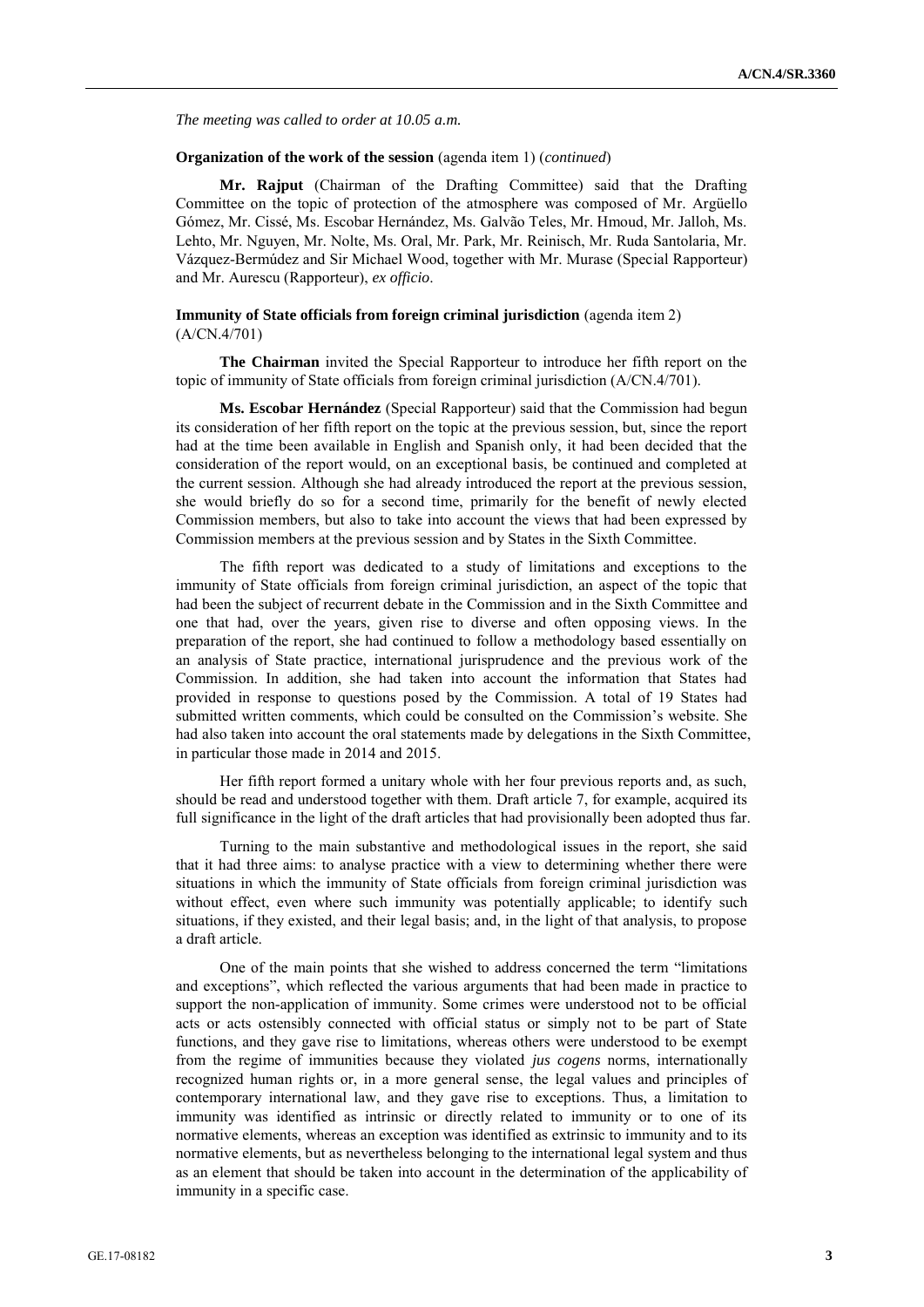*The meeting was called to order at 10.05 a.m.*

**Organization of the work of the session** (agenda item 1) (*continued*)

**Mr. Rajput** (Chairman of the Drafting Committee) said that the Drafting Committee on the topic of protection of the atmosphere was composed of Mr. Argüello Gómez, Mr. Cissé, Ms. Escobar Hernández, Ms. Galvão Teles, Mr. Hmoud, Mr. Jalloh, Ms. Lehto, Mr. Nguyen, Mr. Nolte, Ms. Oral, Mr. Park, Mr. Reinisch, Mr. Ruda Santolaria, Mr. Vázquez-Bermúdez and Sir Michael Wood, together with Mr. Murase (Special Rapporteur) and Mr. Aurescu (Rapporteur), *ex officio*.

**Immunity of State officials from foreign criminal jurisdiction** (agenda item 2) (A/CN.4/701)

**The Chairman** invited the Special Rapporteur to introduce her fifth report on the topic of immunity of State officials from foreign criminal jurisdiction (A/CN.4/701).

**Ms. Escobar Hernández** (Special Rapporteur) said that the Commission had begun its consideration of her fifth report on the topic at the previous session, but, since the report had at the time been available in English and Spanish only, it had been decided that the consideration of the report would, on an exceptional basis, be continued and completed at the current session. Although she had already introduced the report at the previous session, she would briefly do so for a second time, primarily for the benefit of newly elected Commission members, but also to take into account the views that had been expressed by Commission members at the previous session and by States in the Sixth Committee.

The fifth report was dedicated to a study of limitations and exceptions to the immunity of State officials from foreign criminal jurisdiction, an aspect of the topic that had been the subject of recurrent debate in the Commission and in the Sixth Committee and one that had, over the years, given rise to diverse and often opposing views. In the preparation of the report, she had continued to follow a methodology based essentially on an analysis of State practice, international jurisprudence and the previous work of the Commission. In addition, she had taken into account the information that States had provided in response to questions posed by the Commission. A total of 19 States had submitted written comments, which could be consulted on the Commission's website. She had also taken into account the oral statements made by delegations in the Sixth Committee, in particular those made in 2014 and 2015.

Her fifth report formed a unitary whole with her four previous reports and, as such, should be read and understood together with them. Draft article 7, for example, acquired its full significance in the light of the draft articles that had provisionally been adopted thus far.

Turning to the main substantive and methodological issues in the report, she said that it had three aims: to analyse practice with a view to determining whether there were situations in which the immunity of State officials from foreign criminal jurisdiction was without effect, even where such immunity was potentially applicable; to identify such situations, if they existed, and their legal basis; and, in the light of that analysis, to propose a draft article.

One of the main points that she wished to address concerned the term "limitations and exceptions", which reflected the various arguments that had been made in practice to support the non-application of immunity. Some crimes were understood not to be official acts or acts ostensibly connected with official status or simply not to be part of State functions, and they gave rise to limitations, whereas others were understood to be exempt from the regime of immunities because they violated *jus cogens* norms, internationally recognized human rights or, in a more general sense, the legal values and principles of contemporary international law, and they gave rise to exceptions. Thus, a limitation to immunity was identified as intrinsic or directly related to immunity or to one of its normative elements, whereas an exception was identified as extrinsic to immunity and to its normative elements, but as nevertheless belonging to the international legal system and thus as an element that should be taken into account in the determination of the applicability of immunity in a specific case.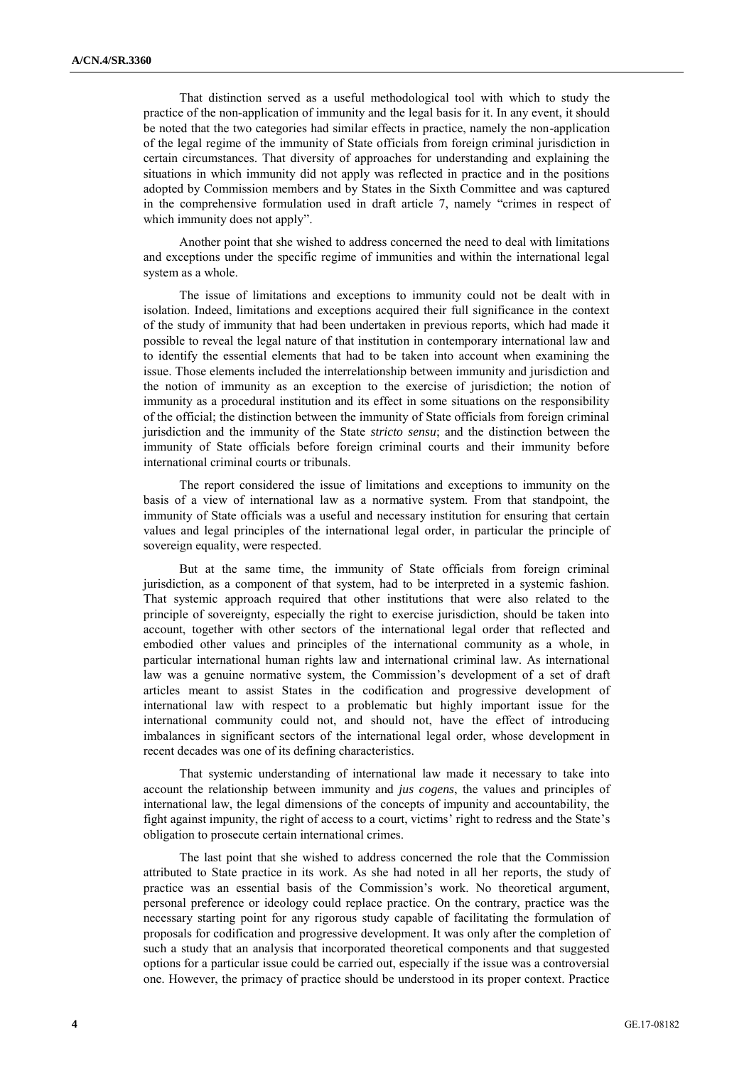That distinction served as a useful methodological tool with which to study the practice of the non-application of immunity and the legal basis for it. In any event, it should be noted that the two categories had similar effects in practice, namely the non-application of the legal regime of the immunity of State officials from foreign criminal jurisdiction in certain circumstances. That diversity of approaches for understanding and explaining the situations in which immunity did not apply was reflected in practice and in the positions adopted by Commission members and by States in the Sixth Committee and was captured in the comprehensive formulation used in draft article 7, namely "crimes in respect of which immunity does not apply".

Another point that she wished to address concerned the need to deal with limitations and exceptions under the specific regime of immunities and within the international legal system as a whole.

The issue of limitations and exceptions to immunity could not be dealt with in isolation. Indeed, limitations and exceptions acquired their full significance in the context of the study of immunity that had been undertaken in previous reports, which had made it possible to reveal the legal nature of that institution in contemporary international law and to identify the essential elements that had to be taken into account when examining the issue. Those elements included the interrelationship between immunity and jurisdiction and the notion of immunity as an exception to the exercise of jurisdiction; the notion of immunity as a procedural institution and its effect in some situations on the responsibility of the official; the distinction between the immunity of State officials from foreign criminal jurisdiction and the immunity of the State *stricto sensu*; and the distinction between the immunity of State officials before foreign criminal courts and their immunity before international criminal courts or tribunals.

The report considered the issue of limitations and exceptions to immunity on the basis of a view of international law as a normative system. From that standpoint, the immunity of State officials was a useful and necessary institution for ensuring that certain values and legal principles of the international legal order, in particular the principle of sovereign equality, were respected.

But at the same time, the immunity of State officials from foreign criminal jurisdiction, as a component of that system, had to be interpreted in a systemic fashion. That systemic approach required that other institutions that were also related to the principle of sovereignty, especially the right to exercise jurisdiction, should be taken into account, together with other sectors of the international legal order that reflected and embodied other values and principles of the international community as a whole, in particular international human rights law and international criminal law. As international law was a genuine normative system, the Commission's development of a set of draft articles meant to assist States in the codification and progressive development of international law with respect to a problematic but highly important issue for the international community could not, and should not, have the effect of introducing imbalances in significant sectors of the international legal order, whose development in recent decades was one of its defining characteristics.

That systemic understanding of international law made it necessary to take into account the relationship between immunity and *jus cogens*, the values and principles of international law, the legal dimensions of the concepts of impunity and accountability, the fight against impunity, the right of access to a court, victims' right to redress and the State's obligation to prosecute certain international crimes.

The last point that she wished to address concerned the role that the Commission attributed to State practice in its work. As she had noted in all her reports, the study of practice was an essential basis of the Commission's work. No theoretical argument, personal preference or ideology could replace practice. On the contrary, practice was the necessary starting point for any rigorous study capable of facilitating the formulation of proposals for codification and progressive development. It was only after the completion of such a study that an analysis that incorporated theoretical components and that suggested options for a particular issue could be carried out, especially if the issue was a controversial one. However, the primacy of practice should be understood in its proper context. Practice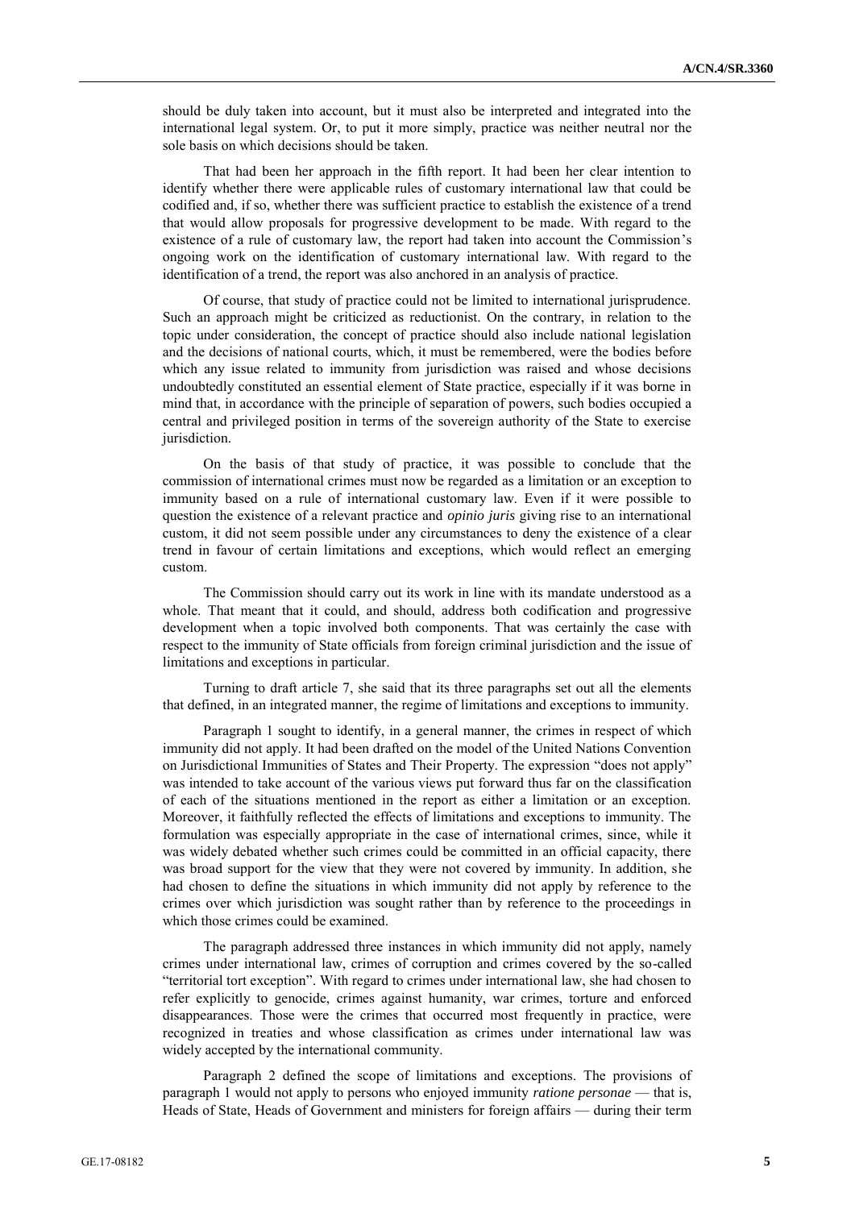should be duly taken into account, but it must also be interpreted and integrated into the international legal system. Or, to put it more simply, practice was neither neutral nor the sole basis on which decisions should be taken.

That had been her approach in the fifth report. It had been her clear intention to identify whether there were applicable rules of customary international law that could be codified and, if so, whether there was sufficient practice to establish the existence of a trend that would allow proposals for progressive development to be made. With regard to the existence of a rule of customary law, the report had taken into account the Commission's ongoing work on the identification of customary international law. With regard to the identification of a trend, the report was also anchored in an analysis of practice.

Of course, that study of practice could not be limited to international jurisprudence. Such an approach might be criticized as reductionist. On the contrary, in relation to the topic under consideration, the concept of practice should also include national legislation and the decisions of national courts, which, it must be remembered, were the bodies before which any issue related to immunity from jurisdiction was raised and whose decisions undoubtedly constituted an essential element of State practice, especially if it was borne in mind that, in accordance with the principle of separation of powers, such bodies occupied a central and privileged position in terms of the sovereign authority of the State to exercise jurisdiction.

On the basis of that study of practice, it was possible to conclude that the commission of international crimes must now be regarded as a limitation or an exception to immunity based on a rule of international customary law. Even if it were possible to question the existence of a relevant practice and *opinio juris* giving rise to an international custom, it did not seem possible under any circumstances to deny the existence of a clear trend in favour of certain limitations and exceptions, which would reflect an emerging custom.

The Commission should carry out its work in line with its mandate understood as a whole. That meant that it could, and should, address both codification and progressive development when a topic involved both components. That was certainly the case with respect to the immunity of State officials from foreign criminal jurisdiction and the issue of limitations and exceptions in particular.

Turning to draft article 7, she said that its three paragraphs set out all the elements that defined, in an integrated manner, the regime of limitations and exceptions to immunity.

Paragraph 1 sought to identify, in a general manner, the crimes in respect of which immunity did not apply. It had been drafted on the model of the United Nations Convention on Jurisdictional Immunities of States and Their Property. The expression "does not apply" was intended to take account of the various views put forward thus far on the classification of each of the situations mentioned in the report as either a limitation or an exception. Moreover, it faithfully reflected the effects of limitations and exceptions to immunity. The formulation was especially appropriate in the case of international crimes, since, while it was widely debated whether such crimes could be committed in an official capacity, there was broad support for the view that they were not covered by immunity. In addition, she had chosen to define the situations in which immunity did not apply by reference to the crimes over which jurisdiction was sought rather than by reference to the proceedings in which those crimes could be examined.

The paragraph addressed three instances in which immunity did not apply, namely crimes under international law, crimes of corruption and crimes covered by the so-called "territorial tort exception". With regard to crimes under international law, she had chosen to refer explicitly to genocide, crimes against humanity, war crimes, torture and enforced disappearances. Those were the crimes that occurred most frequently in practice, were recognized in treaties and whose classification as crimes under international law was widely accepted by the international community.

Paragraph 2 defined the scope of limitations and exceptions. The provisions of paragraph 1 would not apply to persons who enjoyed immunity *ratione personae* — that is, Heads of State, Heads of Government and ministers for foreign affairs — during their term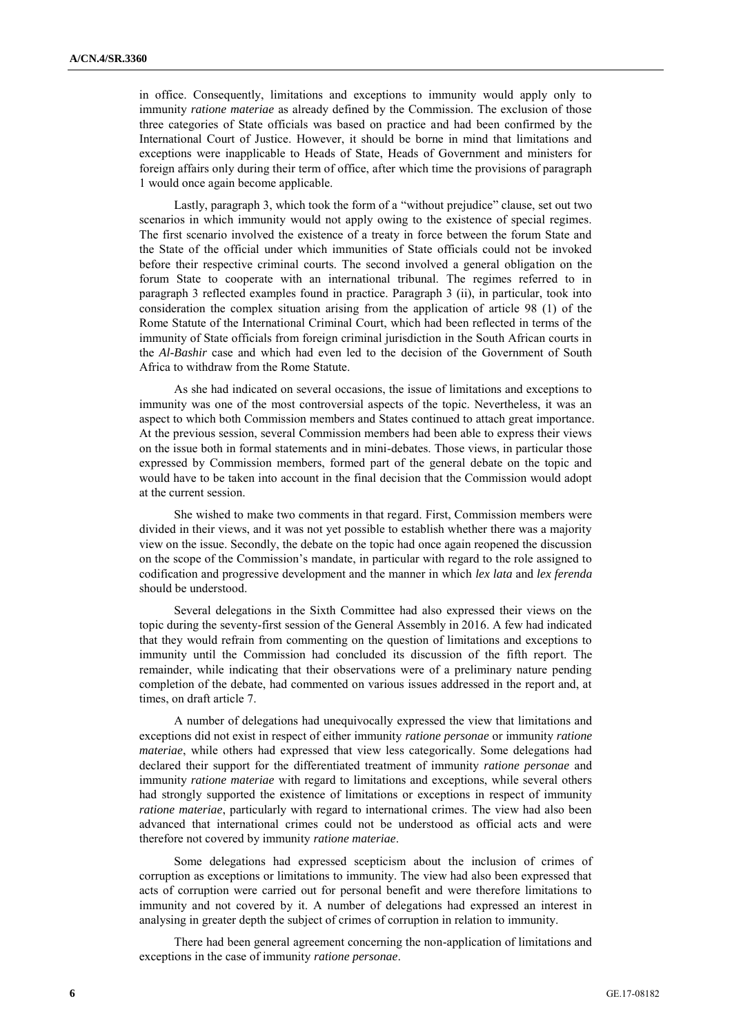in office. Consequently, limitations and exceptions to immunity would apply only to immunity *ratione materiae* as already defined by the Commission. The exclusion of those three categories of State officials was based on practice and had been confirmed by the International Court of Justice. However, it should be borne in mind that limitations and exceptions were inapplicable to Heads of State, Heads of Government and ministers for foreign affairs only during their term of office, after which time the provisions of paragraph 1 would once again become applicable.

Lastly, paragraph 3, which took the form of a "without prejudice" clause, set out two scenarios in which immunity would not apply owing to the existence of special regimes. The first scenario involved the existence of a treaty in force between the forum State and the State of the official under which immunities of State officials could not be invoked before their respective criminal courts. The second involved a general obligation on the forum State to cooperate with an international tribunal. The regimes referred to in paragraph 3 reflected examples found in practice. Paragraph 3 (ii), in particular, took into consideration the complex situation arising from the application of article 98 (1) of the Rome Statute of the International Criminal Court, which had been reflected in terms of the immunity of State officials from foreign criminal jurisdiction in the South African courts in the *Al-Bashir* case and which had even led to the decision of the Government of South Africa to withdraw from the Rome Statute.

As she had indicated on several occasions, the issue of limitations and exceptions to immunity was one of the most controversial aspects of the topic. Nevertheless, it was an aspect to which both Commission members and States continued to attach great importance. At the previous session, several Commission members had been able to express their views on the issue both in formal statements and in mini-debates. Those views, in particular those expressed by Commission members, formed part of the general debate on the topic and would have to be taken into account in the final decision that the Commission would adopt at the current session.

She wished to make two comments in that regard. First, Commission members were divided in their views, and it was not yet possible to establish whether there was a majority view on the issue. Secondly, the debate on the topic had once again reopened the discussion on the scope of the Commission's mandate, in particular with regard to the role assigned to codification and progressive development and the manner in which *lex lata* and *lex ferenda* should be understood.

Several delegations in the Sixth Committee had also expressed their views on the topic during the seventy-first session of the General Assembly in 2016. A few had indicated that they would refrain from commenting on the question of limitations and exceptions to immunity until the Commission had concluded its discussion of the fifth report. The remainder, while indicating that their observations were of a preliminary nature pending completion of the debate, had commented on various issues addressed in the report and, at times, on draft article 7.

A number of delegations had unequivocally expressed the view that limitations and exceptions did not exist in respect of either immunity *ratione personae* or immunity *ratione materiae*, while others had expressed that view less categorically. Some delegations had declared their support for the differentiated treatment of immunity *ratione personae* and immunity *ratione materiae* with regard to limitations and exceptions, while several others had strongly supported the existence of limitations or exceptions in respect of immunity *ratione materiae*, particularly with regard to international crimes. The view had also been advanced that international crimes could not be understood as official acts and were therefore not covered by immunity *ratione materiae*.

Some delegations had expressed scepticism about the inclusion of crimes of corruption as exceptions or limitations to immunity. The view had also been expressed that acts of corruption were carried out for personal benefit and were therefore limitations to immunity and not covered by it. A number of delegations had expressed an interest in analysing in greater depth the subject of crimes of corruption in relation to immunity.

There had been general agreement concerning the non-application of limitations and exceptions in the case of immunity *ratione personae*.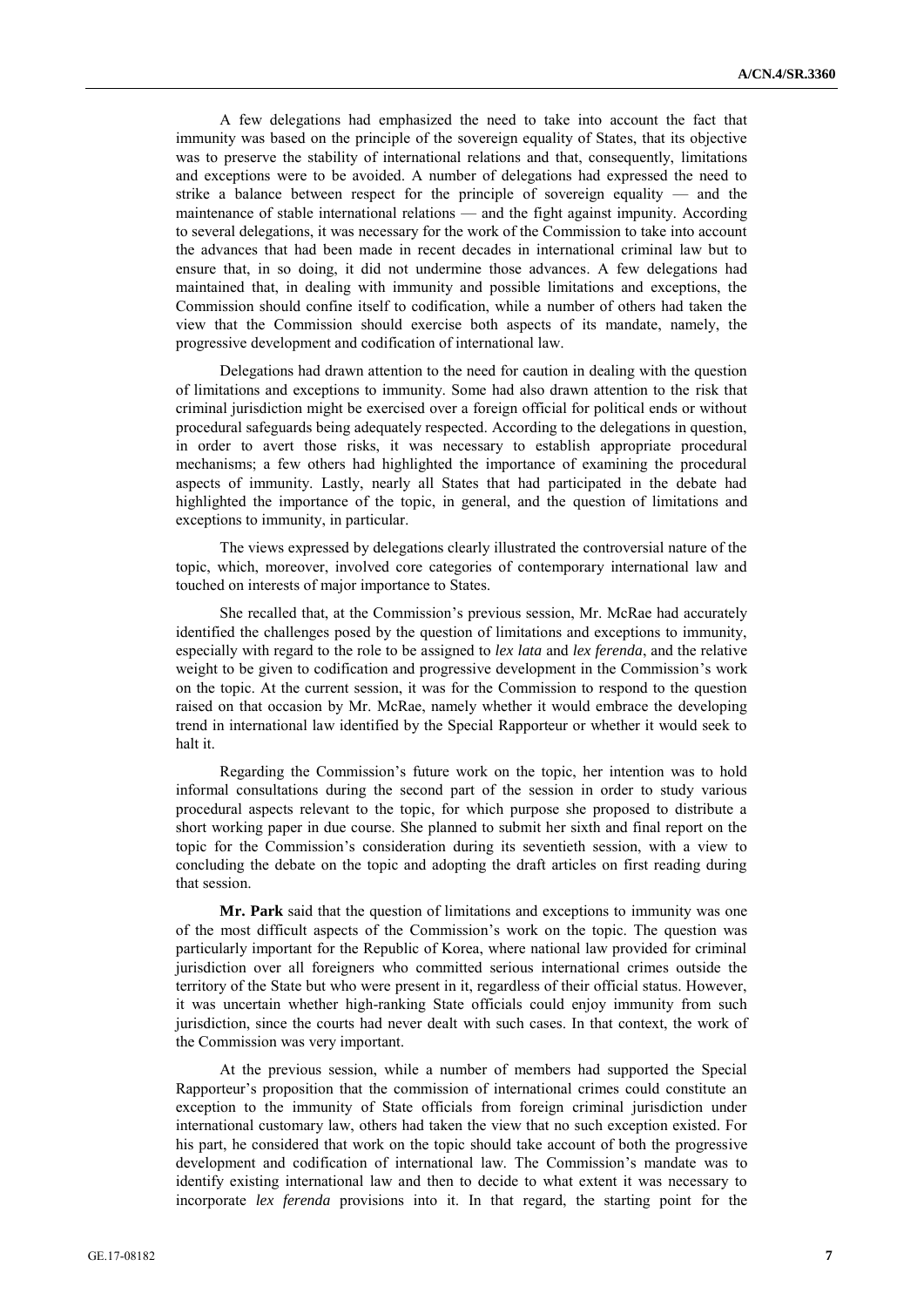A few delegations had emphasized the need to take into account the fact that immunity was based on the principle of the sovereign equality of States, that its objective was to preserve the stability of international relations and that, consequently, limitations and exceptions were to be avoided. A number of delegations had expressed the need to strike a balance between respect for the principle of sovereign equality — and the maintenance of stable international relations — and the fight against impunity. According to several delegations, it was necessary for the work of the Commission to take into account the advances that had been made in recent decades in international criminal law but to ensure that, in so doing, it did not undermine those advances. A few delegations had maintained that, in dealing with immunity and possible limitations and exceptions, the Commission should confine itself to codification, while a number of others had taken the view that the Commission should exercise both aspects of its mandate, namely, the progressive development and codification of international law.

Delegations had drawn attention to the need for caution in dealing with the question of limitations and exceptions to immunity. Some had also drawn attention to the risk that criminal jurisdiction might be exercised over a foreign official for political ends or without procedural safeguards being adequately respected. According to the delegations in question, in order to avert those risks, it was necessary to establish appropriate procedural mechanisms; a few others had highlighted the importance of examining the procedural aspects of immunity. Lastly, nearly all States that had participated in the debate had highlighted the importance of the topic, in general, and the question of limitations and exceptions to immunity, in particular.

The views expressed by delegations clearly illustrated the controversial nature of the topic, which, moreover, involved core categories of contemporary international law and touched on interests of major importance to States.

She recalled that, at the Commission's previous session, Mr. McRae had accurately identified the challenges posed by the question of limitations and exceptions to immunity, especially with regard to the role to be assigned to *lex lata* and *lex ferenda*, and the relative weight to be given to codification and progressive development in the Commission's work on the topic. At the current session, it was for the Commission to respond to the question raised on that occasion by Mr. McRae, namely whether it would embrace the developing trend in international law identified by the Special Rapporteur or whether it would seek to halt it.

Regarding the Commission's future work on the topic, her intention was to hold informal consultations during the second part of the session in order to study various procedural aspects relevant to the topic, for which purpose she proposed to distribute a short working paper in due course. She planned to submit her sixth and final report on the topic for the Commission's consideration during its seventieth session, with a view to concluding the debate on the topic and adopting the draft articles on first reading during that session.

**Mr. Park** said that the question of limitations and exceptions to immunity was one of the most difficult aspects of the Commission's work on the topic. The question was particularly important for the Republic of Korea, where national law provided for criminal jurisdiction over all foreigners who committed serious international crimes outside the territory of the State but who were present in it, regardless of their official status. However, it was uncertain whether high-ranking State officials could enjoy immunity from such jurisdiction, since the courts had never dealt with such cases. In that context, the work of the Commission was very important.

At the previous session, while a number of members had supported the Special Rapporteur's proposition that the commission of international crimes could constitute an exception to the immunity of State officials from foreign criminal jurisdiction under international customary law, others had taken the view that no such exception existed. For his part, he considered that work on the topic should take account of both the progressive development and codification of international law. The Commission's mandate was to identify existing international law and then to decide to what extent it was necessary to incorporate *lex ferenda* provisions into it. In that regard, the starting point for the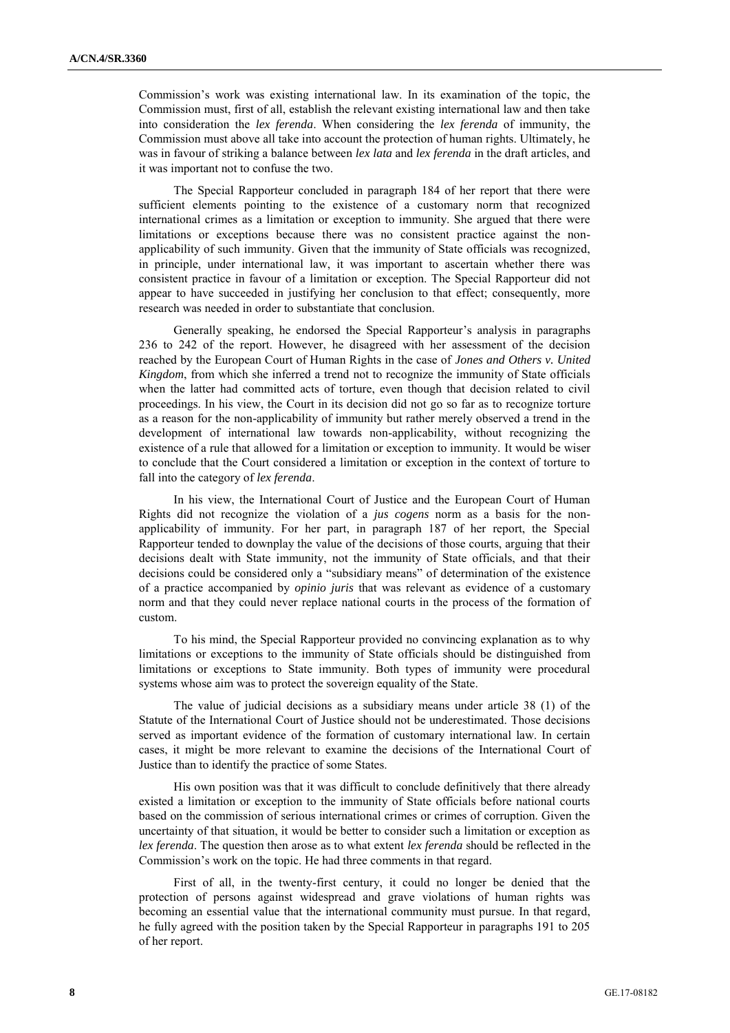Commission's work was existing international law. In its examination of the topic, the Commission must, first of all, establish the relevant existing international law and then take into consideration the *lex ferenda*. When considering the *lex ferenda* of immunity, the Commission must above all take into account the protection of human rights. Ultimately, he was in favour of striking a balance between *lex lata* and *lex ferenda* in the draft articles, and it was important not to confuse the two.

The Special Rapporteur concluded in paragraph 184 of her report that there were sufficient elements pointing to the existence of a customary norm that recognized international crimes as a limitation or exception to immunity. She argued that there were limitations or exceptions because there was no consistent practice against the non-applicability of such immunity. Given that the immunity of State officials was recognized, in principle, under international law, it was important to ascertain whether there was consistent practice in favour of a limitation or exception. The Special Rapporteur did not appear to have succeeded in justifying her conclusion to that effect; consequently, more research was needed in order to substantiate that conclusion.

Generally speaking, he endorsed the Special Rapporteur's analysis in paragraphs 236 to 242 of the report. However, he disagreed with her assessment of the decision reached by the European Court of Human Rights in the case of *Jones and Others v. United Kingdom*, from which she inferred a trend not to recognize the immunity of State officials when the latter had committed acts of torture, even though that decision related to civil proceedings. In his view, the Court in its decision did not go so far as to recognize torture as a reason for the non-applicability of immunity but rather merely observed a trend in the development of international law towards non-applicability, without recognizing the existence of a rule that allowed for a limitation or exception to immunity. It would be wiser to conclude that the Court considered a limitation or exception in the context of torture to fall into the category of *lex ferenda*.

In his view, the International Court of Justice and the European Court of Human Rights did not recognize the violation of a *jus cogens* norm as a basis for the non-applicability of immunity. For her part, in paragraph 187 of her report, the Special Rapporteur tended to downplay the value of the decisions of those courts, arguing that their decisions dealt with State immunity, not the immunity of State officials, and that their decisions could be considered only a "subsidiary means" of determination of the existence of a practice accompanied by *opinio juris* that was relevant as evidence of a customary norm and that they could never replace national courts in the process of the formation of custom.

To his mind, the Special Rapporteur provided no convincing explanation as to why limitations or exceptions to the immunity of State officials should be distinguished from limitations or exceptions to State immunity. Both types of immunity were procedural systems whose aim was to protect the sovereign equality of the State.

The value of judicial decisions as a subsidiary means under article 38 (1) of the Statute of the International Court of Justice should not be underestimated. Those decisions served as important evidence of the formation of customary international law. In certain cases, it might be more relevant to examine the decisions of the International Court of Justice than to identify the practice of some States.

His own position was that it was difficult to conclude definitively that there already existed a limitation or exception to the immunity of State officials before national courts based on the commission of serious international crimes or crimes of corruption. Given the uncertainty of that situation, it would be better to consider such a limitation or exception as *lex ferenda*. The question then arose as to what extent *lex ferenda* should be reflected in the Commission's work on the topic. He had three comments in that regard.

First of all, in the twenty-first century, it could no longer be denied that the protection of persons against widespread and grave violations of human rights was becoming an essential value that the international community must pursue. In that regard, he fully agreed with the position taken by the Special Rapporteur in paragraphs 191 to 205 of her report.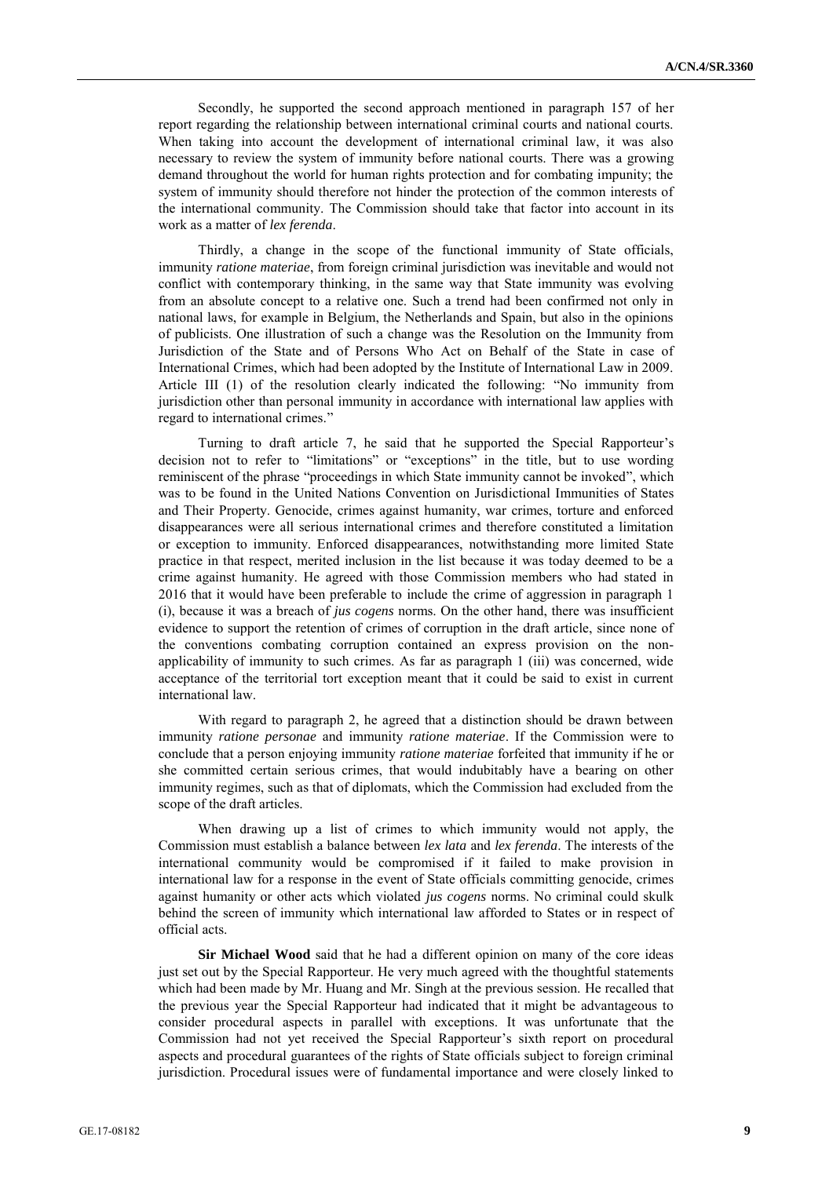Secondly, he supported the second approach mentioned in paragraph 157 of her report regarding the relationship between international criminal courts and national courts. When taking into account the development of international criminal law, it was also necessary to review the system of immunity before national courts. There was a growing demand throughout the world for human rights protection and for combating impunity; the system of immunity should therefore not hinder the protection of the common interests of the international community. The Commission should take that factor into account in its work as a matter of *lex ferenda*.

Thirdly, a change in the scope of the functional immunity of State officials, immunity *ratione materiae*, from foreign criminal jurisdiction was inevitable and would not conflict with contemporary thinking, in the same way that State immunity was evolving from an absolute concept to a relative one. Such a trend had been confirmed not only in national laws, for example in Belgium, the Netherlands and Spain, but also in the opinions of publicists. One illustration of such a change was the Resolution on the Immunity from Jurisdiction of the State and of Persons Who Act on Behalf of the State in case of International Crimes, which had been adopted by the Institute of International Law in 2009. Article III (1) of the resolution clearly indicated the following: "No immunity from jurisdiction other than personal immunity in accordance with international law applies with regard to international crimes."

Turning to draft article 7, he said that he supported the Special Rapporteur's decision not to refer to "limitations" or "exceptions" in the title, but to use wording reminiscent of the phrase "proceedings in which State immunity cannot be invoked", which was to be found in the United Nations Convention on Jurisdictional Immunities of States and Their Property. Genocide, crimes against humanity, war crimes, torture and enforced disappearances were all serious international crimes and therefore constituted a limitation or exception to immunity. Enforced disappearances, notwithstanding more limited State practice in that respect, merited inclusion in the list because it was today deemed to be a crime against humanity. He agreed with those Commission members who had stated in 2016 that it would have been preferable to include the crime of aggression in paragraph 1 (i), because it was a breach of *jus cogens* norms. On the other hand, there was insufficient evidence to support the retention of crimes of corruption in the draft article, since none of the conventions combating corruption contained an express provision on the non-applicability of immunity to such crimes. As far as paragraph 1 (iii) was concerned, wide acceptance of the territorial tort exception meant that it could be said to exist in current international law.

With regard to paragraph 2, he agreed that a distinction should be drawn between immunity *ratione personae* and immunity *ratione materiae*. If the Commission were to conclude that a person enjoying immunity *ratione materiae* forfeited that immunity if he or she committed certain serious crimes, that would indubitably have a bearing on other immunity regimes, such as that of diplomats, which the Commission had excluded from the scope of the draft articles.

When drawing up a list of crimes to which immunity would not apply, the Commission must establish a balance between *lex lata* and *lex ferenda*. The interests of the international community would be compromised if it failed to make provision in international law for a response in the event of State officials committing genocide, crimes against humanity or other acts which violated *jus cogens* norms. No criminal could skulk behind the screen of immunity which international law afforded to States or in respect of official acts.

**Sir Michael Wood** said that he had a different opinion on many of the core ideas just set out by the Special Rapporteur. He very much agreed with the thoughtful statements which had been made by Mr. Huang and Mr. Singh at the previous session. He recalled that the previous year the Special Rapporteur had indicated that it might be advantageous to consider procedural aspects in parallel with exceptions. It was unfortunate that the Commission had not yet received the Special Rapporteur's sixth report on procedural aspects and procedural guarantees of the rights of State officials subject to foreign criminal jurisdiction. Procedural issues were of fundamental importance and were closely linked to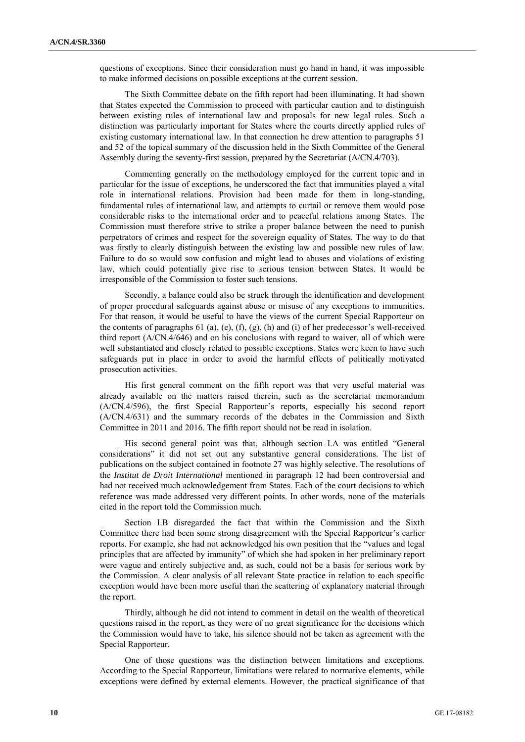questions of exceptions. Since their consideration must go hand in hand, it was impossible to make informed decisions on possible exceptions at the current session.

The Sixth Committee debate on the fifth report had been illuminating. It had shown that States expected the Commission to proceed with particular caution and to distinguish between existing rules of international law and proposals for new legal rules. Such a distinction was particularly important for States where the courts directly applied rules of existing customary international law. In that connection he drew attention to paragraphs 51 and 52 of the topical summary of the discussion held in the Sixth Committee of the General Assembly during the seventy-first session, prepared by the Secretariat (A/CN.4/703).

Commenting generally on the methodology employed for the current topic and in particular for the issue of exceptions, he underscored the fact that immunities played a vital role in international relations. Provision had been made for them in long-standing, fundamental rules of international law, and attempts to curtail or remove them would pose considerable risks to the international order and to peaceful relations among States. The Commission must therefore strive to strike a proper balance between the need to punish perpetrators of crimes and respect for the sovereign equality of States. The way to do that was firstly to clearly distinguish between the existing law and possible new rules of law. Failure to do so would sow confusion and might lead to abuses and violations of existing law, which could potentially give rise to serious tension between States. It would be irresponsible of the Commission to foster such tensions.

Secondly, a balance could also be struck through the identification and development of proper procedural safeguards against abuse or misuse of any exceptions to immunities. For that reason, it would be useful to have the views of the current Special Rapporteur on the contents of paragraphs 61 (a), (e), (f), (g), (h) and (i) of her predecessor's well-received third report (A/CN.4/646) and on his conclusions with regard to waiver, all of which were well substantiated and closely related to possible exceptions. States were keen to have such safeguards put in place in order to avoid the harmful effects of politically motivated prosecution activities.

His first general comment on the fifth report was that very useful material was already available on the matters raised therein, such as the secretariat memorandum (A/CN.4/596), the first Special Rapporteur's reports, especially his second report (A/CN.4/631) and the summary records of the debates in the Commission and Sixth Committee in 2011 and 2016. The fifth report should not be read in isolation.

His second general point was that, although section I.A was entitled "General considerations" it did not set out any substantive general considerations. The list of publications on the subject contained in footnote 27 was highly selective. The resolutions of the *Institut de Droit International* mentioned in paragraph 12 had been controversial and had not received much acknowledgement from States. Each of the court decisions to which reference was made addressed very different points. In other words, none of the materials cited in the report told the Commission much.

Section I.B disregarded the fact that within the Commission and the Sixth Committee there had been some strong disagreement with the Special Rapporteur's earlier reports. For example, she had not acknowledged his own position that the "values and legal principles that are affected by immunity" of which she had spoken in her preliminary report were vague and entirely subjective and, as such, could not be a basis for serious work by the Commission. A clear analysis of all relevant State practice in relation to each specific exception would have been more useful than the scattering of explanatory material through the report.

Thirdly, although he did not intend to comment in detail on the wealth of theoretical questions raised in the report, as they were of no great significance for the decisions which the Commission would have to take, his silence should not be taken as agreement with the Special Rapporteur.

One of those questions was the distinction between limitations and exceptions. According to the Special Rapporteur, limitations were related to normative elements, while exceptions were defined by external elements. However, the practical significance of that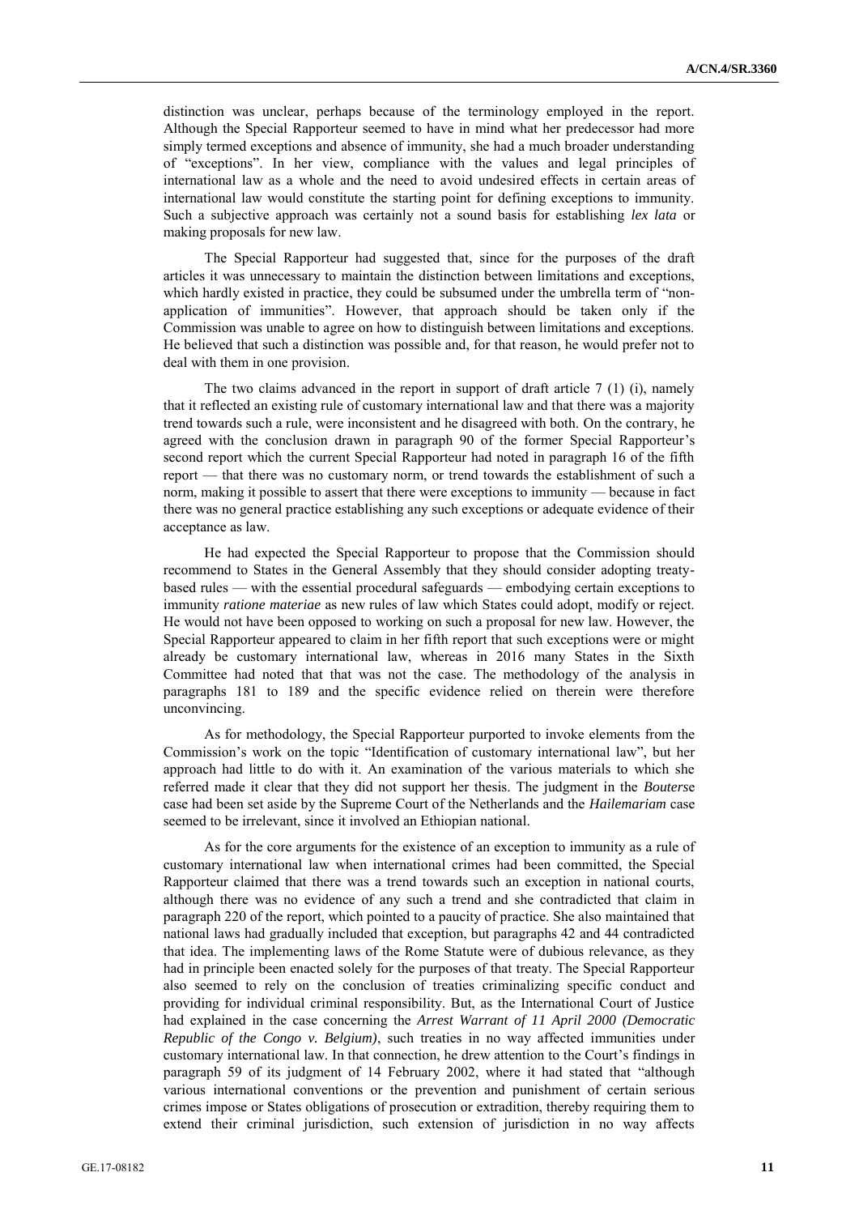distinction was unclear, perhaps because of the terminology employed in the report. Although the Special Rapporteur seemed to have in mind what her predecessor had more simply termed exceptions and absence of immunity, she had a much broader understanding of "exceptions". In her view, compliance with the values and legal principles of international law as a whole and the need to avoid undesired effects in certain areas of international law would constitute the starting point for defining exceptions to immunity. Such a subjective approach was certainly not a sound basis for establishing *lex lata* or making proposals for new law.

The Special Rapporteur had suggested that, since for the purposes of the draft articles it was unnecessary to maintain the distinction between limitations and exceptions, which hardly existed in practice, they could be subsumed under the umbrella term of "non-application of immunities". However, that approach should be taken only if the Commission was unable to agree on how to distinguish between limitations and exceptions. He believed that such a distinction was possible and, for that reason, he would prefer not to deal with them in one provision.

The two claims advanced in the report in support of draft article 7 (1) (i), namely that it reflected an existing rule of customary international law and that there was a majority trend towards such a rule, were inconsistent and he disagreed with both. On the contrary, he agreed with the conclusion drawn in paragraph 90 of the former Special Rapporteur's second report which the current Special Rapporteur had noted in paragraph 16 of the fifth report — that there was no customary norm, or trend towards the establishment of such a norm, making it possible to assert that there were exceptions to immunity — because in fact there was no general practice establishing any such exceptions or adequate evidence of their acceptance as law.

He had expected the Special Rapporteur to propose that the Commission should recommend to States in the General Assembly that they should consider adopting treaty-based rules — with the essential procedural safeguards — embodying certain exceptions to immunity *ratione materiae* as new rules of law which States could adopt, modify or reject. He would not have been opposed to working on such a proposal for new law. However, the Special Rapporteur appeared to claim in her fifth report that such exceptions were or might already be customary international law, whereas in 2016 many States in the Sixth Committee had noted that that was not the case. The methodology of the analysis in paragraphs 181 to 189 and the specific evidence relied on therein were therefore unconvincing.

As for methodology, the Special Rapporteur purported to invoke elements from the Commission's work on the topic "Identification of customary international law", but her approach had little to do with it. An examination of the various materials to which she referred made it clear that they did not support her thesis. The judgment in the *Bouterse* case had been set aside by the Supreme Court of the Netherlands and the *Hailemariam* case seemed to be irrelevant, since it involved an Ethiopian national.

As for the core arguments for the existence of an exception to immunity as a rule of customary international law when international crimes had been committed, the Special Rapporteur claimed that there was a trend towards such an exception in national courts, although there was no evidence of any such a trend and she contradicted that claim in paragraph 220 of the report, which pointed to a paucity of practice. She also maintained that national laws had gradually included that exception, but paragraphs 42 and 44 contradicted that idea. The implementing laws of the Rome Statute were of dubious relevance, as they had in principle been enacted solely for the purposes of that treaty. The Special Rapporteur also seemed to rely on the conclusion of treaties criminalizing specific conduct and providing for individual criminal responsibility. But, as the International Court of Justice had explained in the case concerning the *Arrest Warrant of 11 April 2000 (Democratic Republic of the Congo v. Belgium)*, such treaties in no way affected immunities under customary international law. In that connection, he drew attention to the Court's findings in paragraph 59 of its judgment of 14 February 2002, where it had stated that "although various international conventions or the prevention and punishment of certain serious crimes impose or States obligations of prosecution or extradition, thereby requiring them to extend their criminal jurisdiction, such extension of jurisdiction in no way affects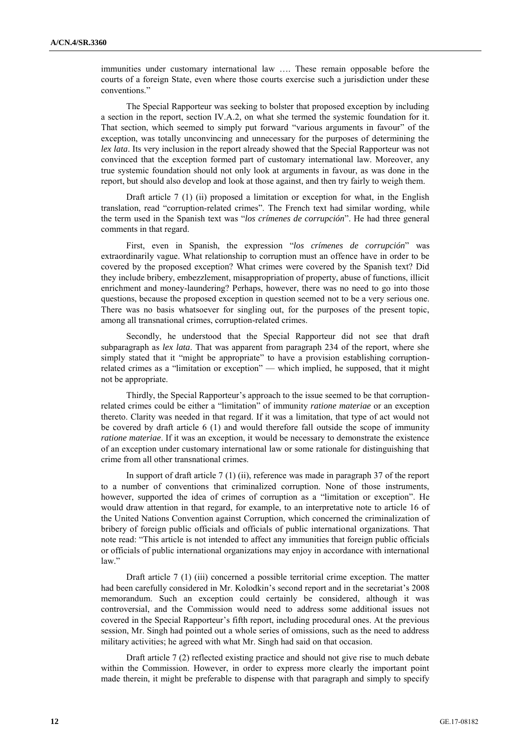immunities under customary international law …. These remain opposable before the courts of a foreign State, even where those courts exercise such a jurisdiction under these conventions."

The Special Rapporteur was seeking to bolster that proposed exception by including a section in the report, section IV.A.2, on what she termed the systemic foundation for it. That section, which seemed to simply put forward "various arguments in favour" of the exception, was totally unconvincing and unnecessary for the purposes of determining the *lex lata*. Its very inclusion in the report already showed that the Special Rapporteur was not convinced that the exception formed part of customary international law. Moreover, any true systemic foundation should not only look at arguments in favour, as was done in the report, but should also develop and look at those against, and then try fairly to weigh them.

Draft article 7 (1) (ii) proposed a limitation or exception for what, in the English translation, read "corruption-related crimes". The French text had similar wording, while the term used in the Spanish text was "*los crímenes de corrupción*". He had three general comments in that regard.

First, even in Spanish, the expression "*los crímenes de corrupción*" was extraordinarily vague. What relationship to corruption must an offence have in order to be covered by the proposed exception? What crimes were covered by the Spanish text? Did they include bribery, embezzlement, misappropriation of property, abuse of functions, illicit enrichment and money-laundering? Perhaps, however, there was no need to go into those questions, because the proposed exception in question seemed not to be a very serious one. There was no basis whatsoever for singling out, for the purposes of the present topic, among all transnational crimes, corruption-related crimes.

Secondly, he understood that the Special Rapporteur did not see that draft subparagraph as *lex lata*. That was apparent from paragraph 234 of the report, where she simply stated that it "might be appropriate" to have a provision establishing corruption-related crimes as a "limitation or exception" — which implied, he supposed, that it might not be appropriate.

Thirdly, the Special Rapporteur's approach to the issue seemed to be that corruption-related crimes could be either a "limitation" of immunity *ratione materiae* or an exception thereto. Clarity was needed in that regard. If it was a limitation, that type of act would not be covered by draft article 6 (1) and would therefore fall outside the scope of immunity *ratione materiae*. If it was an exception, it would be necessary to demonstrate the existence of an exception under customary international law or some rationale for distinguishing that crime from all other transnational crimes.

In support of draft article 7 (1) (ii), reference was made in paragraph 37 of the report to a number of conventions that criminalized corruption. None of those instruments, however, supported the idea of crimes of corruption as a "limitation or exception". He would draw attention in that regard, for example, to an interpretative note to article 16 of the United Nations Convention against Corruption, which concerned the criminalization of bribery of foreign public officials and officials of public international organizations. That note read: "This article is not intended to affect any immunities that foreign public officials or officials of public international organizations may enjoy in accordance with international law."

Draft article 7 (1) (iii) concerned a possible territorial crime exception. The matter had been carefully considered in Mr. Kolodkin's second report and in the secretariat's 2008 memorandum. Such an exception could certainly be considered, although it was controversial, and the Commission would need to address some additional issues not covered in the Special Rapporteur's fifth report, including procedural ones. At the previous session, Mr. Singh had pointed out a whole series of omissions, such as the need to address military activities; he agreed with what Mr. Singh had said on that occasion.

Draft article 7 (2) reflected existing practice and should not give rise to much debate within the Commission. However, in order to express more clearly the important point made therein, it might be preferable to dispense with that paragraph and simply to specify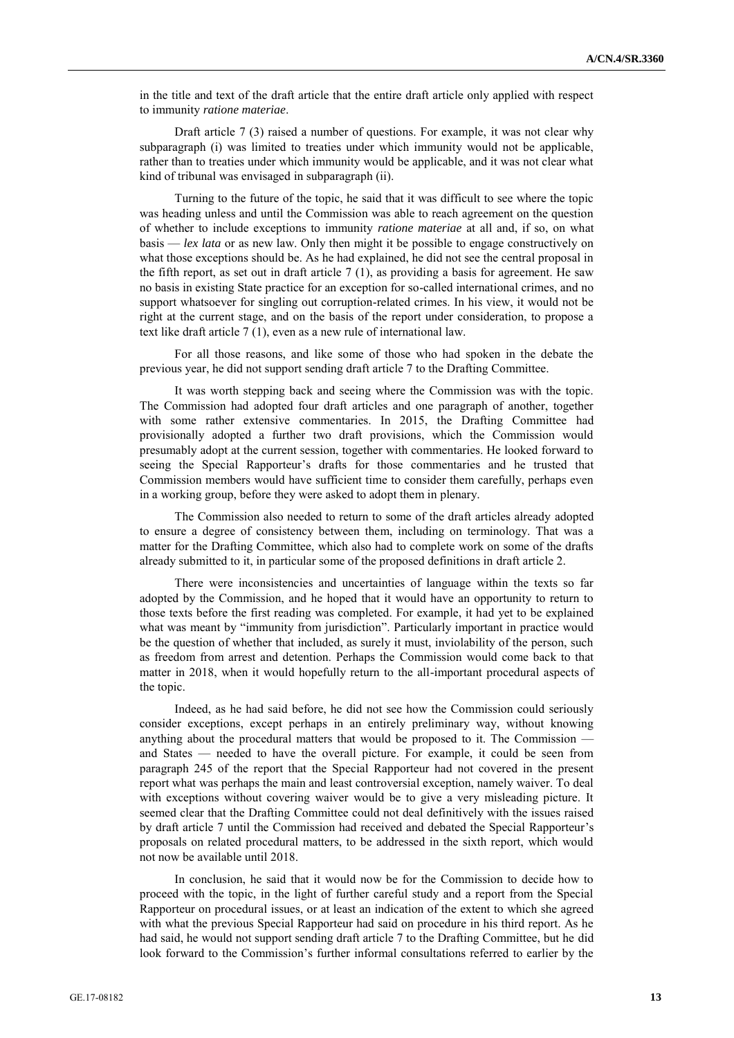in the title and text of the draft article that the entire draft article only applied with respect to immunity *ratione materiae*.

Draft article 7 (3) raised a number of questions. For example, it was not clear why subparagraph (i) was limited to treaties under which immunity would not be applicable, rather than to treaties under which immunity would be applicable, and it was not clear what kind of tribunal was envisaged in subparagraph (ii).

Turning to the future of the topic, he said that it was difficult to see where the topic was heading unless and until the Commission was able to reach agreement on the question of whether to include exceptions to immunity *ratione materiae* at all and, if so, on what basis — *lex lata* or as new law. Only then might it be possible to engage constructively on what those exceptions should be. As he had explained, he did not see the central proposal in the fifth report, as set out in draft article 7 (1), as providing a basis for agreement. He saw no basis in existing State practice for an exception for so-called international crimes, and no support whatsoever for singling out corruption-related crimes. In his view, it would not be right at the current stage, and on the basis of the report under consideration, to propose a text like draft article 7 (1), even as a new rule of international law.

For all those reasons, and like some of those who had spoken in the debate the previous year, he did not support sending draft article 7 to the Drafting Committee.

It was worth stepping back and seeing where the Commission was with the topic. The Commission had adopted four draft articles and one paragraph of another, together with some rather extensive commentaries. In 2015, the Drafting Committee had provisionally adopted a further two draft provisions, which the Commission would presumably adopt at the current session, together with commentaries. He looked forward to seeing the Special Rapporteur's drafts for those commentaries and he trusted that Commission members would have sufficient time to consider them carefully, perhaps even in a working group, before they were asked to adopt them in plenary.

The Commission also needed to return to some of the draft articles already adopted to ensure a degree of consistency between them, including on terminology. That was a matter for the Drafting Committee, which also had to complete work on some of the drafts already submitted to it, in particular some of the proposed definitions in draft article 2.

There were inconsistencies and uncertainties of language within the texts so far adopted by the Commission, and he hoped that it would have an opportunity to return to those texts before the first reading was completed. For example, it had yet to be explained what was meant by "immunity from jurisdiction". Particularly important in practice would be the question of whether that included, as surely it must, inviolability of the person, such as freedom from arrest and detention. Perhaps the Commission would come back to that matter in 2018, when it would hopefully return to the all-important procedural aspects of the topic.

Indeed, as he had said before, he did not see how the Commission could seriously consider exceptions, except perhaps in an entirely preliminary way, without knowing anything about the procedural matters that would be proposed to it. The Commission — and States — needed to have the overall picture. For example, it could be seen from paragraph 245 of the report that the Special Rapporteur had not covered in the present report what was perhaps the main and least controversial exception, namely waiver. To deal with exceptions without covering waiver would be to give a very misleading picture. It seemed clear that the Drafting Committee could not deal definitively with the issues raised by draft article 7 until the Commission had received and debated the Special Rapporteur's proposals on related procedural matters, to be addressed in the sixth report, which would not now be available until 2018.

In conclusion, he said that it would now be for the Commission to decide how to proceed with the topic, in the light of further careful study and a report from the Special Rapporteur on procedural issues, or at least an indication of the extent to which she agreed with what the previous Special Rapporteur had said on procedure in his third report. As he had said, he would not support sending draft article 7 to the Drafting Committee, but he did look forward to the Commission's further informal consultations referred to earlier by the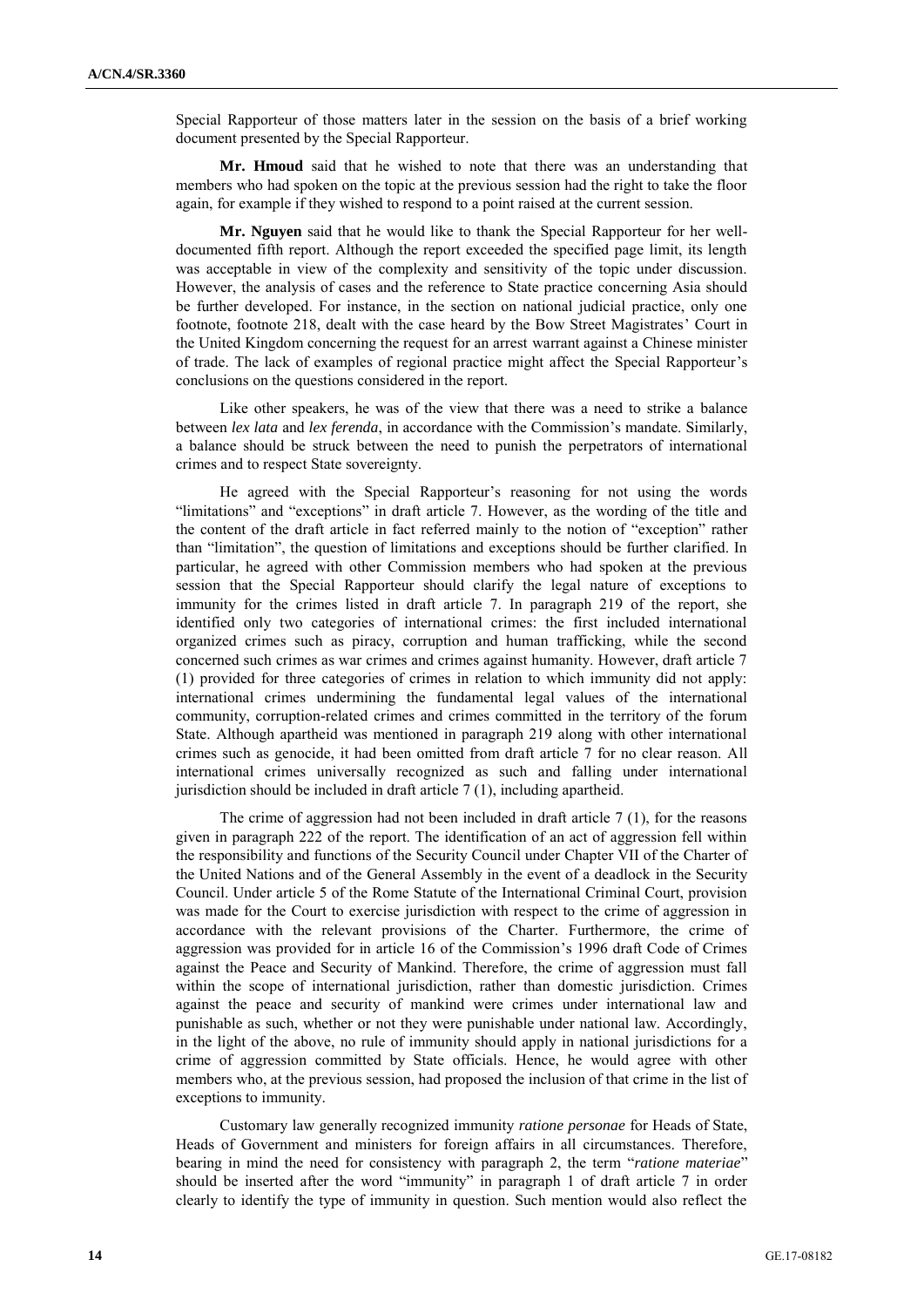Special Rapporteur of those matters later in the session on the basis of a brief working document presented by the Special Rapporteur.

**Mr. Hmoud** said that he wished to note that there was an understanding that members who had spoken on the topic at the previous session had the right to take the floor again, for example if they wished to respond to a point raised at the current session.

**Mr. Nguyen** said that he would like to thank the Special Rapporteur for her well-documented fifth report. Although the report exceeded the specified page limit, its length was acceptable in view of the complexity and sensitivity of the topic under discussion. However, the analysis of cases and the reference to State practice concerning Asia should be further developed. For instance, in the section on national judicial practice, only one footnote, footnote 218, dealt with the case heard by the Bow Street Magistrates' Court in the United Kingdom concerning the request for an arrest warrant against a Chinese minister of trade. The lack of examples of regional practice might affect the Special Rapporteur's conclusions on the questions considered in the report.

Like other speakers, he was of the view that there was a need to strike a balance between *lex lata* and *lex ferenda*, in accordance with the Commission's mandate. Similarly, a balance should be struck between the need to punish the perpetrators of international crimes and to respect State sovereignty.

He agreed with the Special Rapporteur's reasoning for not using the words "limitations" and "exceptions" in draft article 7. However, as the wording of the title and the content of the draft article in fact referred mainly to the notion of "exception" rather than "limitation", the question of limitations and exceptions should be further clarified. In particular, he agreed with other Commission members who had spoken at the previous session that the Special Rapporteur should clarify the legal nature of exceptions to immunity for the crimes listed in draft article 7. In paragraph 219 of the report, she identified only two categories of international crimes: the first included international organized crimes such as piracy, corruption and human trafficking, while the second concerned such crimes as war crimes and crimes against humanity. However, draft article 7 (1) provided for three categories of crimes in relation to which immunity did not apply: international crimes undermining the fundamental legal values of the international community, corruption-related crimes and crimes committed in the territory of the forum State. Although apartheid was mentioned in paragraph 219 along with other international crimes such as genocide, it had been omitted from draft article 7 for no clear reason. All international crimes universally recognized as such and falling under international jurisdiction should be included in draft article 7 (1), including apartheid.

The crime of aggression had not been included in draft article 7 (1), for the reasons given in paragraph 222 of the report. The identification of an act of aggression fell within the responsibility and functions of the Security Council under Chapter VII of the Charter of the United Nations and of the General Assembly in the event of a deadlock in the Security Council. Under article 5 of the Rome Statute of the International Criminal Court, provision was made for the Court to exercise jurisdiction with respect to the crime of aggression in accordance with the relevant provisions of the Charter. Furthermore, the crime of aggression was provided for in article 16 of the Commission's 1996 draft Code of Crimes against the Peace and Security of Mankind. Therefore, the crime of aggression must fall within the scope of international jurisdiction, rather than domestic jurisdiction. Crimes against the peace and security of mankind were crimes under international law and punishable as such, whether or not they were punishable under national law. Accordingly, in the light of the above, no rule of immunity should apply in national jurisdictions for a crime of aggression committed by State officials. Hence, he would agree with other members who, at the previous session, had proposed the inclusion of that crime in the list of exceptions to immunity.

Customary law generally recognized immunity *ratione personae* for Heads of State, Heads of Government and ministers for foreign affairs in all circumstances. Therefore, bearing in mind the need for consistency with paragraph 2, the term "*ratione materiae*" should be inserted after the word "immunity" in paragraph 1 of draft article 7 in order clearly to identify the type of immunity in question. Such mention would also reflect the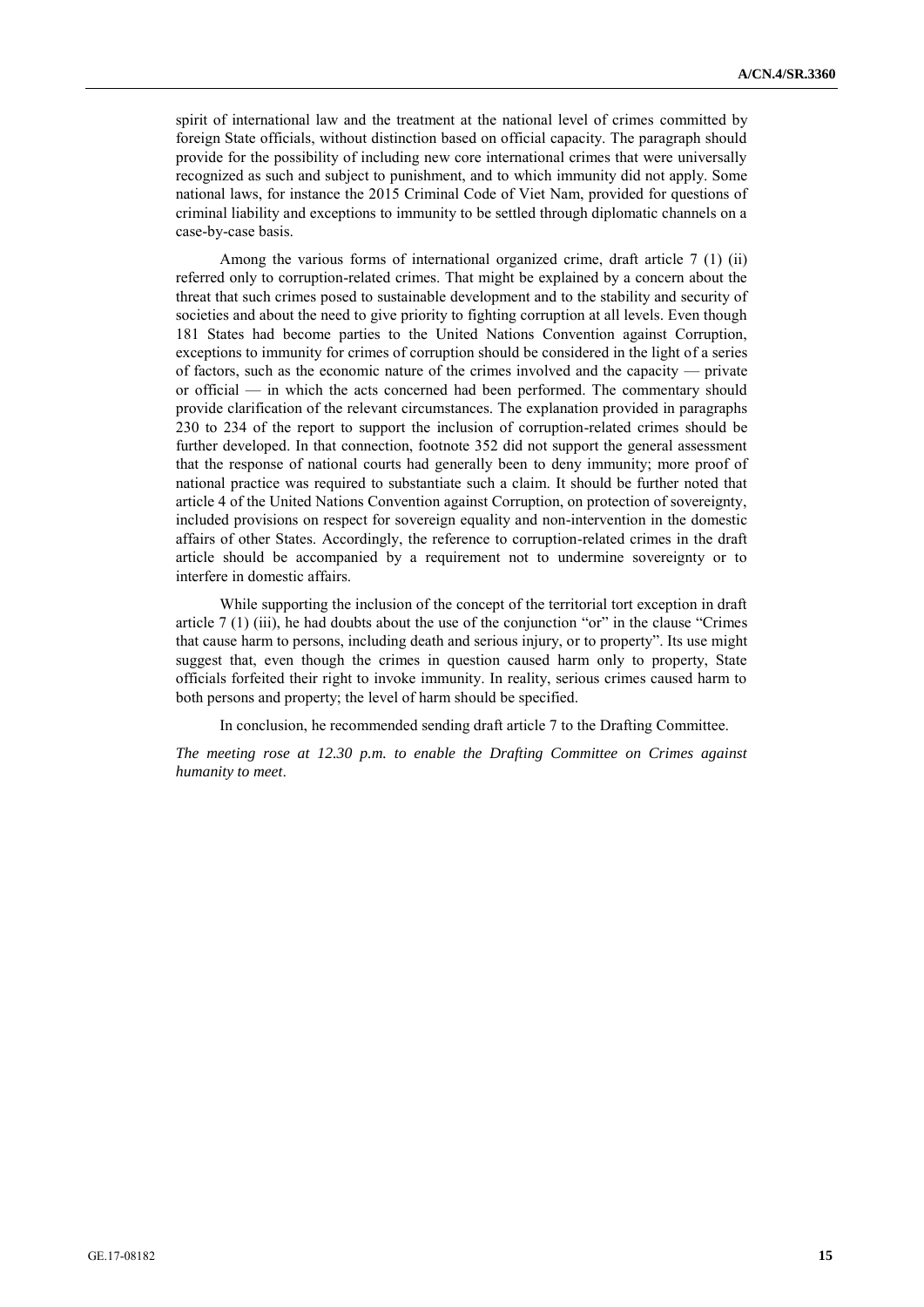spirit of international law and the treatment at the national level of crimes committed by foreign State officials, without distinction based on official capacity. The paragraph should provide for the possibility of including new core international crimes that were universally recognized as such and subject to punishment, and to which immunity did not apply. Some national laws, for instance the 2015 Criminal Code of Viet Nam, provided for questions of criminal liability and exceptions to immunity to be settled through diplomatic channels on a case-by-case basis.

Among the various forms of international organized crime, draft article 7 (1) (ii) referred only to corruption-related crimes. That might be explained by a concern about the threat that such crimes posed to sustainable development and to the stability and security of societies and about the need to give priority to fighting corruption at all levels. Even though 181 States had become parties to the United Nations Convention against Corruption, exceptions to immunity for crimes of corruption should be considered in the light of a series of factors, such as the economic nature of the crimes involved and the capacity — private or official — in which the acts concerned had been performed. The commentary should provide clarification of the relevant circumstances. The explanation provided in paragraphs 230 to 234 of the report to support the inclusion of corruption-related crimes should be further developed. In that connection, footnote 352 did not support the general assessment that the response of national courts had generally been to deny immunity; more proof of national practice was required to substantiate such a claim. It should be further noted that article 4 of the United Nations Convention against Corruption, on protection of sovereignty, included provisions on respect for sovereign equality and non-intervention in the domestic affairs of other States. Accordingly, the reference to corruption-related crimes in the draft article should be accompanied by a requirement not to undermine sovereignty or to interfere in domestic affairs.

While supporting the inclusion of the concept of the territorial tort exception in draft article 7 (1) (iii), he had doubts about the use of the conjunction "or" in the clause "Crimes that cause harm to persons, including death and serious injury, or to property". Its use might suggest that, even though the crimes in question caused harm only to property, State officials forfeited their right to invoke immunity. In reality, serious crimes caused harm to both persons and property; the level of harm should be specified.

In conclusion, he recommended sending draft article 7 to the Drafting Committee.

*The meeting rose at 12.30 p.m. to enable the Drafting Committee on Crimes against humanity to meet.*